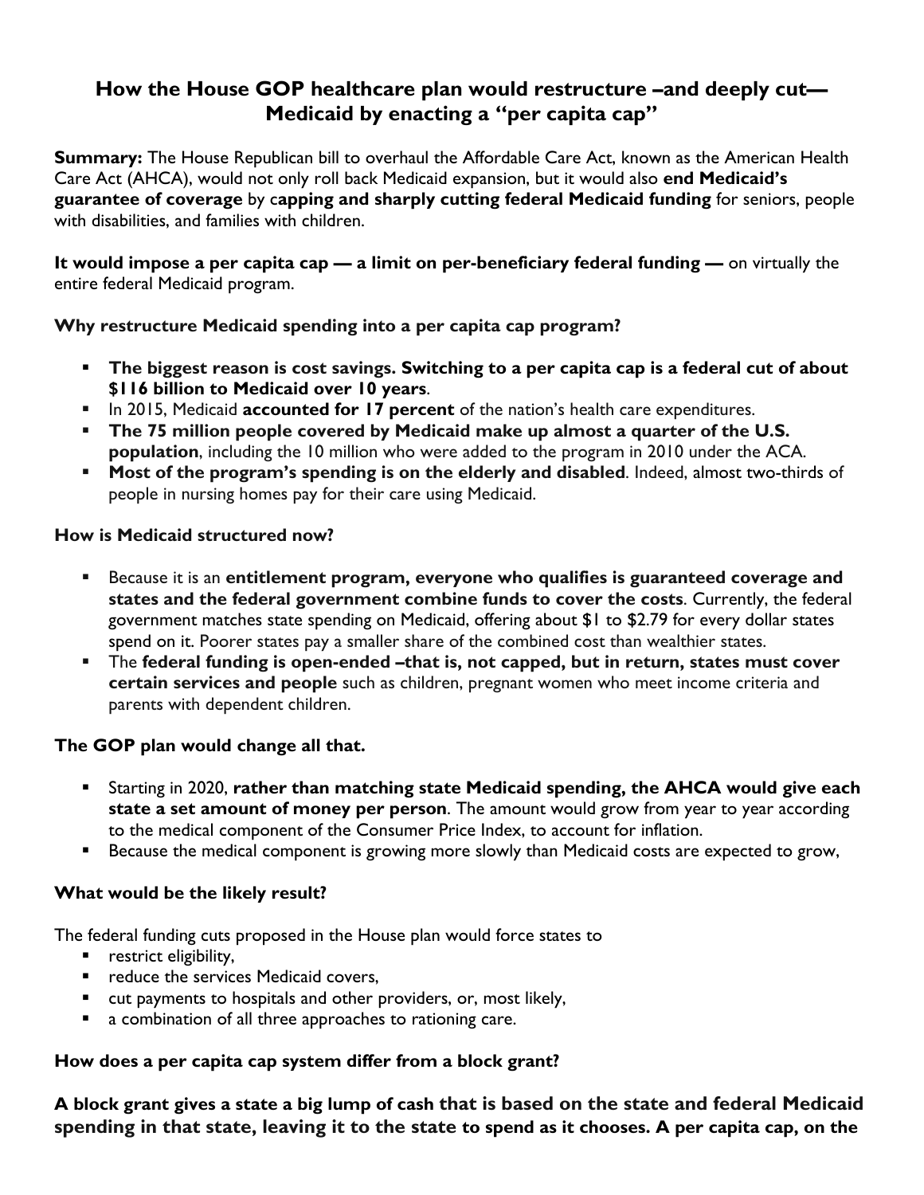## How the House GOP healthcare plan would restructure –and deeply cut— Medicaid by enacting a "per capita cap"

**Summary:** The House Republican bill to overhaul the Affordable Care Act, known as the American Health Care Act (AHCA), would not only roll back Medicaid expansion, but it would also **end Medicaid's guarantee of coverage** by c**apping and sharply cutting federal Medicaid funding** for seniors, people with disabilities, and families with children.

**It would impose a per capita cap — a limit on per-beneficiary federal funding —** on virtually the entire federal Medicaid program.

**Why restructure Medicaid spending into a per capita cap program?**

- **The biggest reason is cost savings. Switching to a per capita cap is a federal cut of about $116 billion to Medicaid over 10 years**.
- In 2015, Medicaid **accounted for 17 percent** of the nation's health care expenditures.
- **The 75 million people covered by Medicaid make up almost a quarter of the U.S. population**, including the 10 million who were added to the program in 2010 under the ACA.
- **Most of the program's spending is on the elderly and disabled**. Indeed, almost two-thirds of people in nursing homes pay for their care using Medicaid.

**How is Medicaid structured now?**

- Because it is an **entitlement program, everyone who qualifies is guaranteed coverage and states and the federal government combine funds to cover the costs**. Currently, the federal government matches state spending on Medicaid, offering about $1 to $2.79 for every dollar states spend on it. Poorer states pay a smaller share of the combined cost than wealthier states.
- The **federal funding is open-ended –that is, not capped, but in return, states must cover certain services and people** such as children, pregnant women who meet income criteria and parents with dependent children.

**The GOP plan would change all that.**

- Starting in 2020, **rather than matching state Medicaid spending, the AHCA would give each state a set amount of money per person**. The amount would grow from year to year according to the medical component of the Consumer Price Index, to account for inflation.
- Because the medical component is growing more slowly than Medicaid costs are expected to grow,

**What would be the likely result?**

The federal funding cuts proposed in the House plan would force states to

- restrict eligibility,
- reduce the services Medicaid covers,
- cut payments to hospitals and other providers, or, most likely,
- a combination of all three approaches to rationing care.

**How does a per capita cap system differ from a block grant?**

**A block grant gives a state a big lump of cash that is based on the state and federal Medicaid spending in that state, leaving it to the state to spend as it chooses. A per capita cap, on the**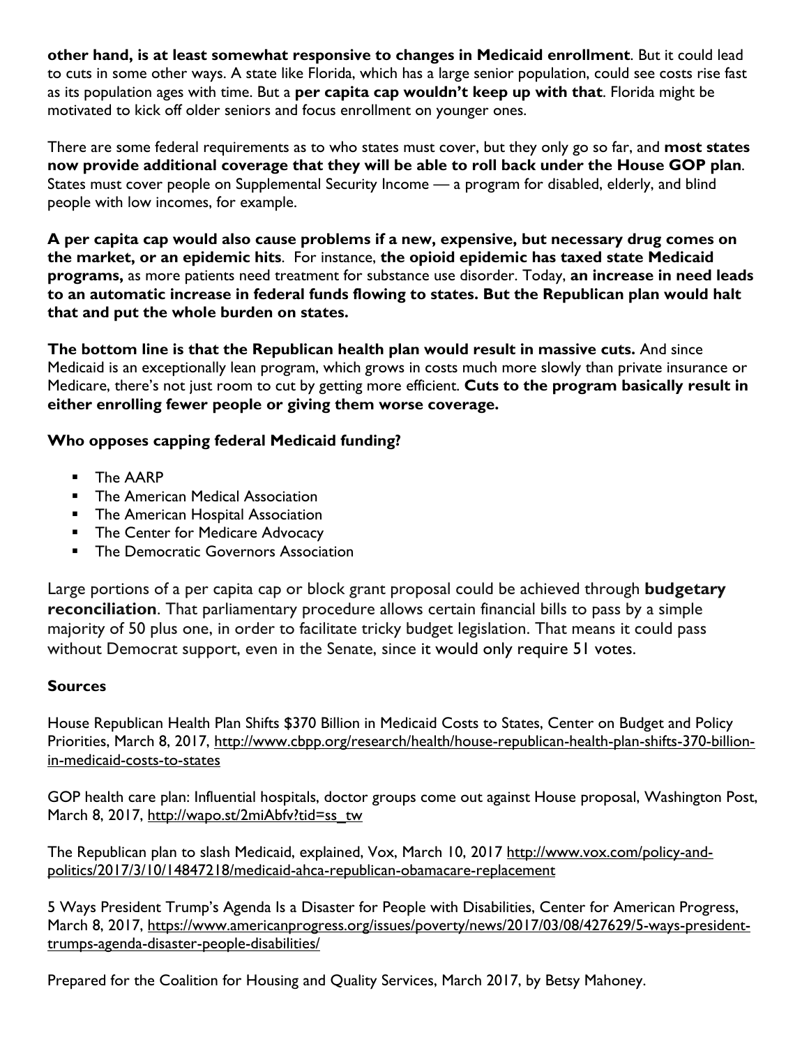**other hand, is at least somewhat responsive to changes in Medicaid enrollment**. But it could lead to cuts in some other ways. A state like Florida, which has a large senior population, could see costs rise fast as its population ages with time. But a **per capita cap wouldn't keep up with that**. Florida might be motivated to kick off older seniors and focus enrollment on younger ones.

There are some federal requirements as to who states must cover, but they only go so far, and **most states now provide additional coverage that they will be able to roll back under the House GOP plan**. States must cover people on Supplemental Security Income — a program for disabled, elderly, and blind people with low incomes, for example.

**A per capita cap would also cause problems if a new, expensive, but necessary drug comes on the market, or an epidemic hits**. For instance, **the opioid epidemic has taxed state Medicaid programs,** as more patients need treatment for substance use disorder. Today, **an increase in need leads to an automatic increase in federal funds flowing to states. But the Republican plan would halt that and put the whole burden on states.**

**The bottom line is that the Republican health plan would result in massive cuts.** And since Medicaid is an exceptionally lean program, which grows in costs much more slowly than private insurance or Medicare, there's not just room to cut by getting more efficient. **Cuts to the program basically result in either enrolling fewer people or giving them worse coverage.**

**Who opposes capping federal Medicaid funding?**

- The AARP
- The American Medical Association
- The American Hospital Association
- The Center for Medicare Advocacy
- The Democratic Governors Association

Large portions of a per capita cap or block grant proposal could be achieved through **budgetary reconciliation**. That parliamentary procedure allows certain financial bills to pass by a simple majority of 50 plus one, in order to facilitate tricky budget legislation. That means it could pass without Democrat support, even in the Senate, since it would only require 51 votes.

**Sources**

House Republican Health Plan Shifts $370 Billion in Medicaid Costs to States, Center on Budget and Policy Priorities, March 8, 2017, http://www.cbpp.org/research/health/house-republican-health-plan-shifts-370-billion-in-medicaid-costs-to-states

GOP health care plan: Influential hospitals, doctor groups come out against House proposal, Washington Post, March 8, 2017, http://wapo.st/2miAbfv?tid=ss_tw

The Republican plan to slash Medicaid, explained, Vox, March 10, 2017 http://www.vox.com/policy-and-politics/2017/3/10/14847218/medicaid-ahca-republican-obamacare-replacement

5 Ways President Trump's Agenda Is a Disaster for People with Disabilities, Center for American Progress, March 8, 2017, https://www.americanprogress.org/issues/poverty/news/2017/03/08/427629/5-ways-president-trumps-agenda-disaster-people-disabilities/

Prepared for the Coalition for Housing and Quality Services, March 2017, by Betsy Mahoney.